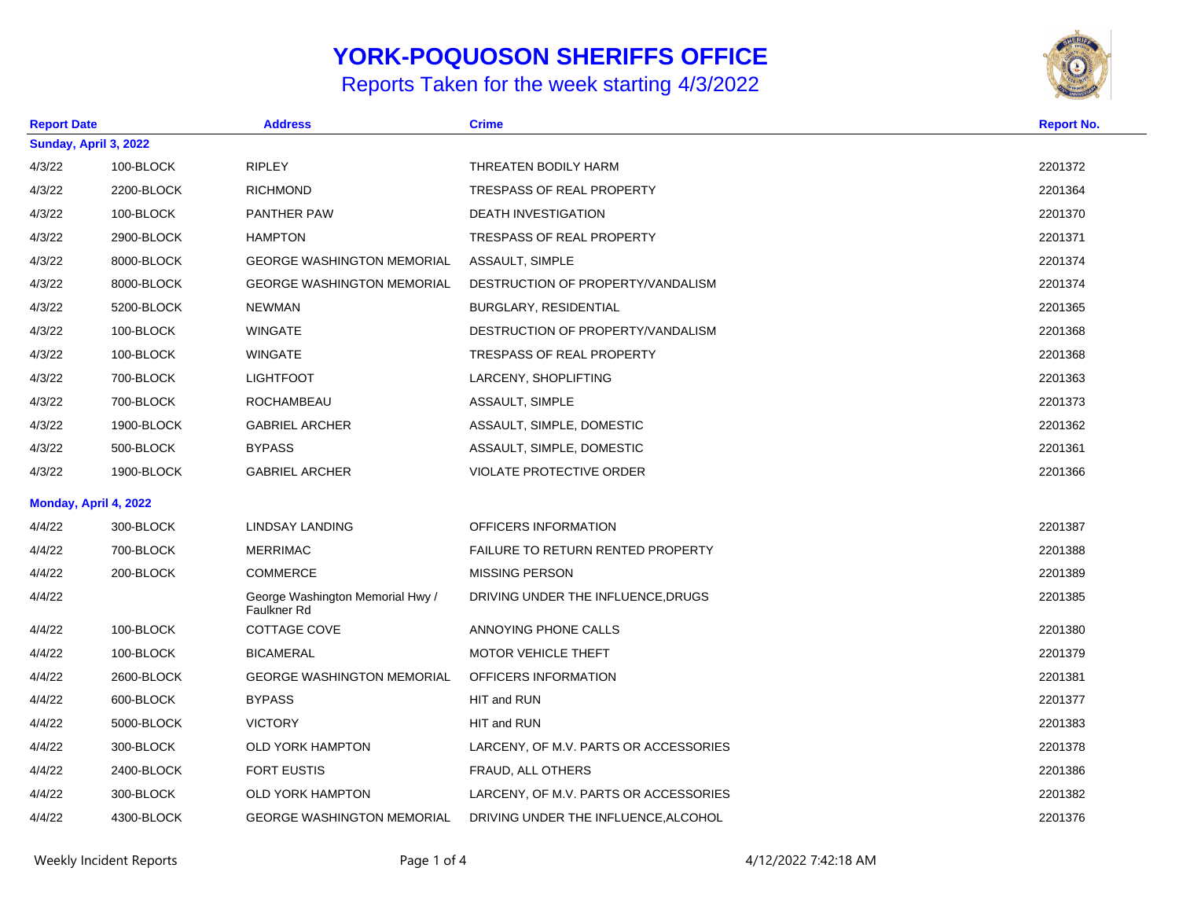# YORK-POQUOSON SHERIFFS OFFICE

## Reports Taken for the week starting 4/3/2022

| Report Date | | Address | Crime | Report No. |
|---|---|---|---|---|
| **Sunday, April 3, 2022** | | | | |
| 4/3/22 | 100-BLOCK | RIPLEY | THREATEN BODILY HARM | 2201372 |
| 4/3/22 | 2200-BLOCK | RICHMOND | TRESPASS OF REAL PROPERTY | 2201364 |
| 4/3/22 | 100-BLOCK | PANTHER PAW | DEATH INVESTIGATION | 2201370 |
| 4/3/22 | 2900-BLOCK | HAMPTON | TRESPASS OF REAL PROPERTY | 2201371 |
| 4/3/22 | 8000-BLOCK | GEORGE WASHINGTON MEMORIAL | ASSAULT, SIMPLE | 2201374 |
| 4/3/22 | 8000-BLOCK | GEORGE WASHINGTON MEMORIAL | DESTRUCTION OF PROPERTY/VANDALISM | 2201374 |
| 4/3/22 | 5200-BLOCK | NEWMAN | BURGLARY, RESIDENTIAL | 2201365 |
| 4/3/22 | 100-BLOCK | WINGATE | DESTRUCTION OF PROPERTY/VANDALISM | 2201368 |
| 4/3/22 | 100-BLOCK | WINGATE | TRESPASS OF REAL PROPERTY | 2201368 |
| 4/3/22 | 700-BLOCK | LIGHTFOOT | LARCENY, SHOPLIFTING | 2201363 |
| 4/3/22 | 700-BLOCK | ROCHAMBEAU | ASSAULT, SIMPLE | 2201373 |
| 4/3/22 | 1900-BLOCK | GABRIEL ARCHER | ASSAULT, SIMPLE, DOMESTIC | 2201362 |
| 4/3/22 | 500-BLOCK | BYPASS | ASSAULT, SIMPLE, DOMESTIC | 2201361 |
| 4/3/22 | 1900-BLOCK | GABRIEL ARCHER | VIOLATE PROTECTIVE ORDER | 2201366 |
| **Monday, April 4, 2022** | | | | |
| 4/4/22 | 300-BLOCK | LINDSAY LANDING | OFFICERS INFORMATION | 2201387 |
| 4/4/22 | 700-BLOCK | MERRIMAC | FAILURE TO RETURN RENTED PROPERTY | 2201388 |
| 4/4/22 | 200-BLOCK | COMMERCE | MISSING PERSON | 2201389 |
| 4/4/22 | | George Washington Memorial Hwy / Faulkner Rd | DRIVING UNDER THE INFLUENCE,DRUGS | 2201385 |
| 4/4/22 | 100-BLOCK | COTTAGE COVE | ANNOYING PHONE CALLS | 2201380 |
| 4/4/22 | 100-BLOCK | BICAMERAL | MOTOR VEHICLE THEFT | 2201379 |
| 4/4/22 | 2600-BLOCK | GEORGE WASHINGTON MEMORIAL | OFFICERS INFORMATION | 2201381 |
| 4/4/22 | 600-BLOCK | BYPASS | HIT and RUN | 2201377 |
| 4/4/22 | 5000-BLOCK | VICTORY | HIT and RUN | 2201383 |
| 4/4/22 | 300-BLOCK | OLD YORK HAMPTON | LARCENY, OF M.V. PARTS OR ACCESSORIES | 2201378 |
| 4/4/22 | 2400-BLOCK | FORT EUSTIS | FRAUD, ALL OTHERS | 2201386 |
| 4/4/22 | 300-BLOCK | OLD YORK HAMPTON | LARCENY, OF M.V. PARTS OR ACCESSORIES | 2201382 |
| 4/4/22 | 4300-BLOCK | GEORGE WASHINGTON MEMORIAL | DRIVING UNDER THE INFLUENCE,ALCOHOL | 2201376 |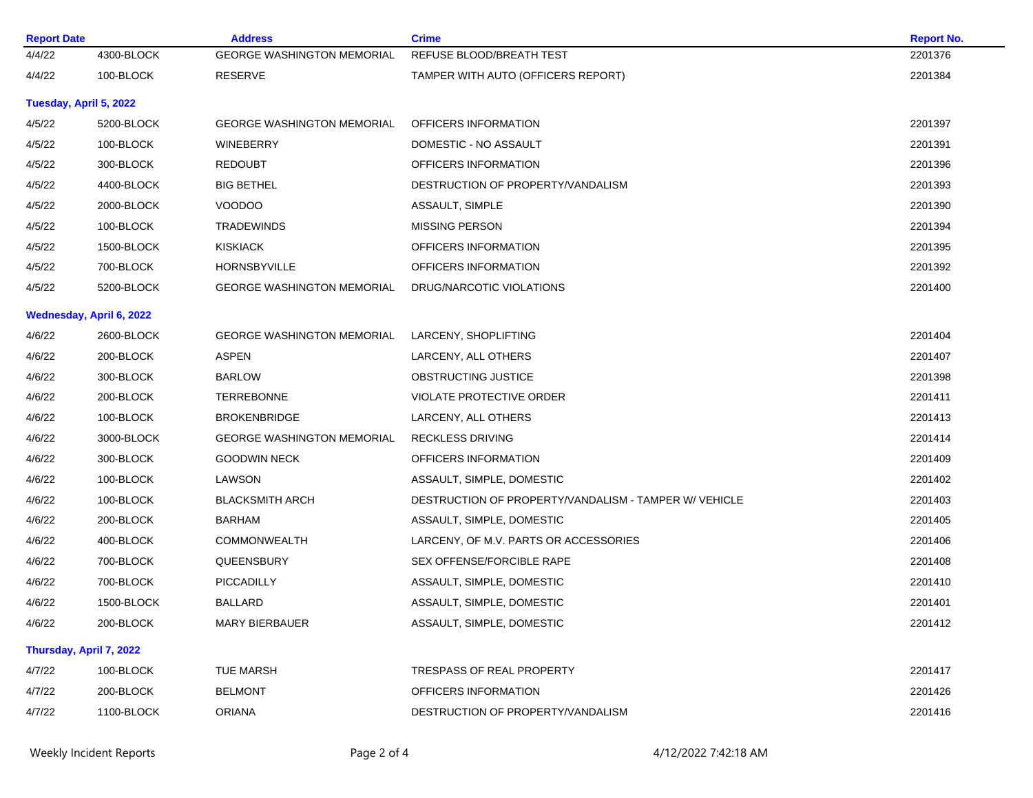| Report Date | | Address | Crime | Report No. |
|---|---|---|---|---|
| 4/4/22 | 4300-BLOCK | GEORGE WASHINGTON MEMORIAL | REFUSE BLOOD/BREATH TEST | 2201376 |
| 4/4/22 | 100-BLOCK | RESERVE | TAMPER WITH AUTO (OFFICERS REPORT) | 2201384 |
| **Tuesday, April 5, 2022** | | | | |
| 4/5/22 | 5200-BLOCK | GEORGE WASHINGTON MEMORIAL | OFFICERS INFORMATION | 2201397 |
| 4/5/22 | 100-BLOCK | WINEBERRY | DOMESTIC - NO ASSAULT | 2201391 |
| 4/5/22 | 300-BLOCK | REDOUBT | OFFICERS INFORMATION | 2201396 |
| 4/5/22 | 4400-BLOCK | BIG BETHEL | DESTRUCTION OF PROPERTY/VANDALISM | 2201393 |
| 4/5/22 | 2000-BLOCK | VOODOO | ASSAULT, SIMPLE | 2201390 |
| 4/5/22 | 100-BLOCK | TRADEWINDS | MISSING PERSON | 2201394 |
| 4/5/22 | 1500-BLOCK | KISKIACK | OFFICERS INFORMATION | 2201395 |
| 4/5/22 | 700-BLOCK | HORNSBYVILLE | OFFICERS INFORMATION | 2201392 |
| 4/5/22 | 5200-BLOCK | GEORGE WASHINGTON MEMORIAL | DRUG/NARCOTIC VIOLATIONS | 2201400 |
| **Wednesday, April 6, 2022** | | | | |
| 4/6/22 | 2600-BLOCK | GEORGE WASHINGTON MEMORIAL | LARCENY, SHOPLIFTING | 2201404 |
| 4/6/22 | 200-BLOCK | ASPEN | LARCENY, ALL OTHERS | 2201407 |
| 4/6/22 | 300-BLOCK | BARLOW | OBSTRUCTING JUSTICE | 2201398 |
| 4/6/22 | 200-BLOCK | TERREBONNE | VIOLATE PROTECTIVE ORDER | 2201411 |
| 4/6/22 | 100-BLOCK | BROKENBRIDGE | LARCENY, ALL OTHERS | 2201413 |
| 4/6/22 | 3000-BLOCK | GEORGE WASHINGTON MEMORIAL | RECKLESS DRIVING | 2201414 |
| 4/6/22 | 300-BLOCK | GOODWIN NECK | OFFICERS INFORMATION | 2201409 |
| 4/6/22 | 100-BLOCK | LAWSON | ASSAULT, SIMPLE, DOMESTIC | 2201402 |
| 4/6/22 | 100-BLOCK | BLACKSMITH ARCH | DESTRUCTION OF PROPERTY/VANDALISM - TAMPER W/ VEHICLE | 2201403 |
| 4/6/22 | 200-BLOCK | BARHAM | ASSAULT, SIMPLE, DOMESTIC | 2201405 |
| 4/6/22 | 400-BLOCK | COMMONWEALTH | LARCENY, OF M.V. PARTS OR ACCESSORIES | 2201406 |
| 4/6/22 | 700-BLOCK | QUEENSBURY | SEX OFFENSE/FORCIBLE RAPE | 2201408 |
| 4/6/22 | 700-BLOCK | PICCADILLY | ASSAULT, SIMPLE, DOMESTIC | 2201410 |
| 4/6/22 | 1500-BLOCK | BALLARD | ASSAULT, SIMPLE, DOMESTIC | 2201401 |
| 4/6/22 | 200-BLOCK | MARY BIERBAUER | ASSAULT, SIMPLE, DOMESTIC | 2201412 |
| **Thursday, April 7, 2022** | | | | |
| 4/7/22 | 100-BLOCK | TUE MARSH | TRESPASS OF REAL PROPERTY | 2201417 |
| 4/7/22 | 200-BLOCK | BELMONT | OFFICERS INFORMATION | 2201426 |
| 4/7/22 | 1100-BLOCK | ORIANA | DESTRUCTION OF PROPERTY/VANDALISM | 2201416 |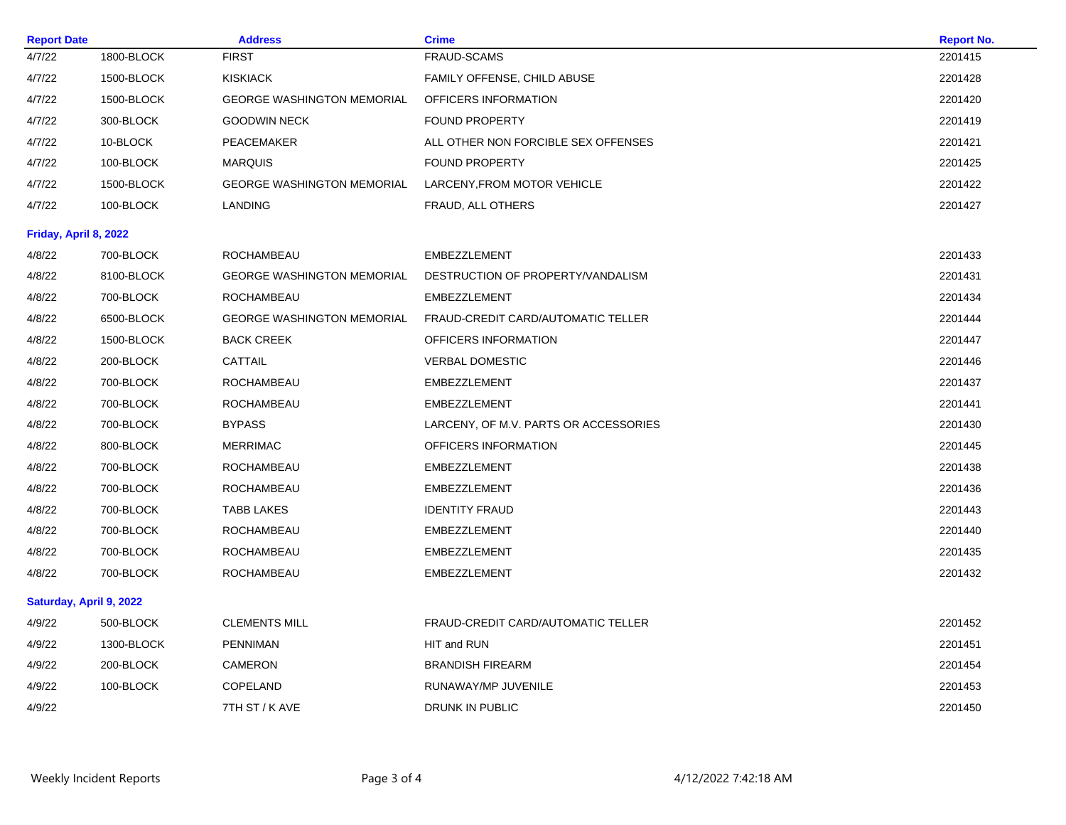| Report Date | | Address | Crime | Report No. |
|---|---|---|---|---|
| 4/7/22 | 1800-BLOCK | FIRST | FRAUD-SCAMS | 2201415 |
| 4/7/22 | 1500-BLOCK | KISKIACK | FAMILY OFFENSE, CHILD ABUSE | 2201428 |
| 4/7/22 | 1500-BLOCK | GEORGE WASHINGTON MEMORIAL | OFFICERS INFORMATION | 2201420 |
| 4/7/22 | 300-BLOCK | GOODWIN NECK | FOUND PROPERTY | 2201419 |
| 4/7/22 | 10-BLOCK | PEACEMAKER | ALL OTHER NON FORCIBLE SEX OFFENSES | 2201421 |
| 4/7/22 | 100-BLOCK | MARQUIS | FOUND PROPERTY | 2201425 |
| 4/7/22 | 1500-BLOCK | GEORGE WASHINGTON MEMORIAL | LARCENY,FROM MOTOR VEHICLE | 2201422 |
| 4/7/22 | 100-BLOCK | LANDING | FRAUD, ALL OTHERS | 2201427 |
| **Friday, April 8, 2022** | | | | |
| 4/8/22 | 700-BLOCK | ROCHAMBEAU | EMBEZZLEMENT | 2201433 |
| 4/8/22 | 8100-BLOCK | GEORGE WASHINGTON MEMORIAL | DESTRUCTION OF PROPERTY/VANDALISM | 2201431 |
| 4/8/22 | 700-BLOCK | ROCHAMBEAU | EMBEZZLEMENT | 2201434 |
| 4/8/22 | 6500-BLOCK | GEORGE WASHINGTON MEMORIAL | FRAUD-CREDIT CARD/AUTOMATIC TELLER | 2201444 |
| 4/8/22 | 1500-BLOCK | BACK CREEK | OFFICERS INFORMATION | 2201447 |
| 4/8/22 | 200-BLOCK | CATTAIL | VERBAL DOMESTIC | 2201446 |
| 4/8/22 | 700-BLOCK | ROCHAMBEAU | EMBEZZLEMENT | 2201437 |
| 4/8/22 | 700-BLOCK | ROCHAMBEAU | EMBEZZLEMENT | 2201441 |
| 4/8/22 | 700-BLOCK | BYPASS | LARCENY, OF M.V. PARTS OR ACCESSORIES | 2201430 |
| 4/8/22 | 800-BLOCK | MERRIMAC | OFFICERS INFORMATION | 2201445 |
| 4/8/22 | 700-BLOCK | ROCHAMBEAU | EMBEZZLEMENT | 2201438 |
| 4/8/22 | 700-BLOCK | ROCHAMBEAU | EMBEZZLEMENT | 2201436 |
| 4/8/22 | 700-BLOCK | TABB LAKES | IDENTITY FRAUD | 2201443 |
| 4/8/22 | 700-BLOCK | ROCHAMBEAU | EMBEZZLEMENT | 2201440 |
| 4/8/22 | 700-BLOCK | ROCHAMBEAU | EMBEZZLEMENT | 2201435 |
| 4/8/22 | 700-BLOCK | ROCHAMBEAU | EMBEZZLEMENT | 2201432 |
| **Saturday, April 9, 2022** | | | | |
| 4/9/22 | 500-BLOCK | CLEMENTS MILL | FRAUD-CREDIT CARD/AUTOMATIC TELLER | 2201452 |
| 4/9/22 | 1300-BLOCK | PENNIMAN | HIT and RUN | 2201451 |
| 4/9/22 | 200-BLOCK | CAMERON | BRANDISH FIREARM | 2201454 |
| 4/9/22 | 100-BLOCK | COPELAND | RUNAWAY/MP JUVENILE | 2201453 |
| 4/9/22 | | 7TH ST / K AVE | DRUNK IN PUBLIC | 2201450 |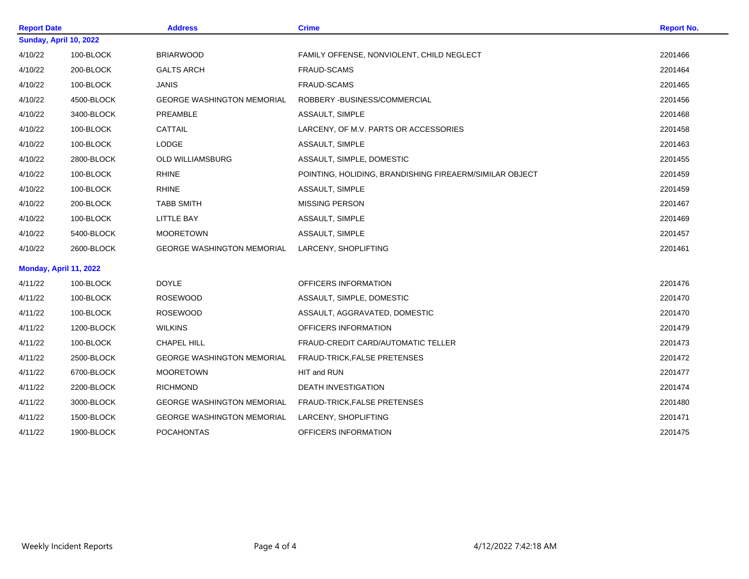| Report Date | | Address | Crime | Report No. |
|---|---|---|---|---|
| **Sunday, April 10, 2022** | | | | |
| 4/10/22 | 100-BLOCK | BRIARWOOD | FAMILY OFFENSE, NONVIOLENT, CHILD NEGLECT | 2201466 |
| 4/10/22 | 200-BLOCK | GALTS ARCH | FRAUD-SCAMS | 2201464 |
| 4/10/22 | 100-BLOCK | JANIS | FRAUD-SCAMS | 2201465 |
| 4/10/22 | 4500-BLOCK | GEORGE WASHINGTON MEMORIAL | ROBBERY -BUSINESS/COMMERCIAL | 2201456 |
| 4/10/22 | 3400-BLOCK | PREAMBLE | ASSAULT, SIMPLE | 2201468 |
| 4/10/22 | 100-BLOCK | CATTAIL | LARCENY, OF M.V. PARTS OR ACCESSORIES | 2201458 |
| 4/10/22 | 100-BLOCK | LODGE | ASSAULT, SIMPLE | 2201463 |
| 4/10/22 | 2800-BLOCK | OLD WILLIAMSBURG | ASSAULT, SIMPLE, DOMESTIC | 2201455 |
| 4/10/22 | 100-BLOCK | RHINE | POINTING, HOLIDING, BRANDISHING FIREAERM/SIMILAR OBJECT | 2201459 |
| 4/10/22 | 100-BLOCK | RHINE | ASSAULT, SIMPLE | 2201459 |
| 4/10/22 | 200-BLOCK | TABB SMITH | MISSING PERSON | 2201467 |
| 4/10/22 | 100-BLOCK | LITTLE BAY | ASSAULT, SIMPLE | 2201469 |
| 4/10/22 | 5400-BLOCK | MOORETOWN | ASSAULT, SIMPLE | 2201457 |
| 4/10/22 | 2600-BLOCK | GEORGE WASHINGTON MEMORIAL | LARCENY, SHOPLIFTING | 2201461 |
| **Monday, April 11, 2022** | | | | |
| 4/11/22 | 100-BLOCK | DOYLE | OFFICERS INFORMATION | 2201476 |
| 4/11/22 | 100-BLOCK | ROSEWOOD | ASSAULT, SIMPLE, DOMESTIC | 2201470 |
| 4/11/22 | 100-BLOCK | ROSEWOOD | ASSAULT, AGGRAVATED, DOMESTIC | 2201470 |
| 4/11/22 | 1200-BLOCK | WILKINS | OFFICERS INFORMATION | 2201479 |
| 4/11/22 | 100-BLOCK | CHAPEL HILL | FRAUD-CREDIT CARD/AUTOMATIC TELLER | 2201473 |
| 4/11/22 | 2500-BLOCK | GEORGE WASHINGTON MEMORIAL | FRAUD-TRICK,FALSE PRETENSES | 2201472 |
| 4/11/22 | 6700-BLOCK | MOORETOWN | HIT and RUN | 2201477 |
| 4/11/22 | 2200-BLOCK | RICHMOND | DEATH INVESTIGATION | 2201474 |
| 4/11/22 | 3000-BLOCK | GEORGE WASHINGTON MEMORIAL | FRAUD-TRICK,FALSE PRETENSES | 2201480 |
| 4/11/22 | 1500-BLOCK | GEORGE WASHINGTON MEMORIAL | LARCENY, SHOPLIFTING | 2201471 |
| 4/11/22 | 1900-BLOCK | POCAHONTAS | OFFICERS INFORMATION | 2201475 |